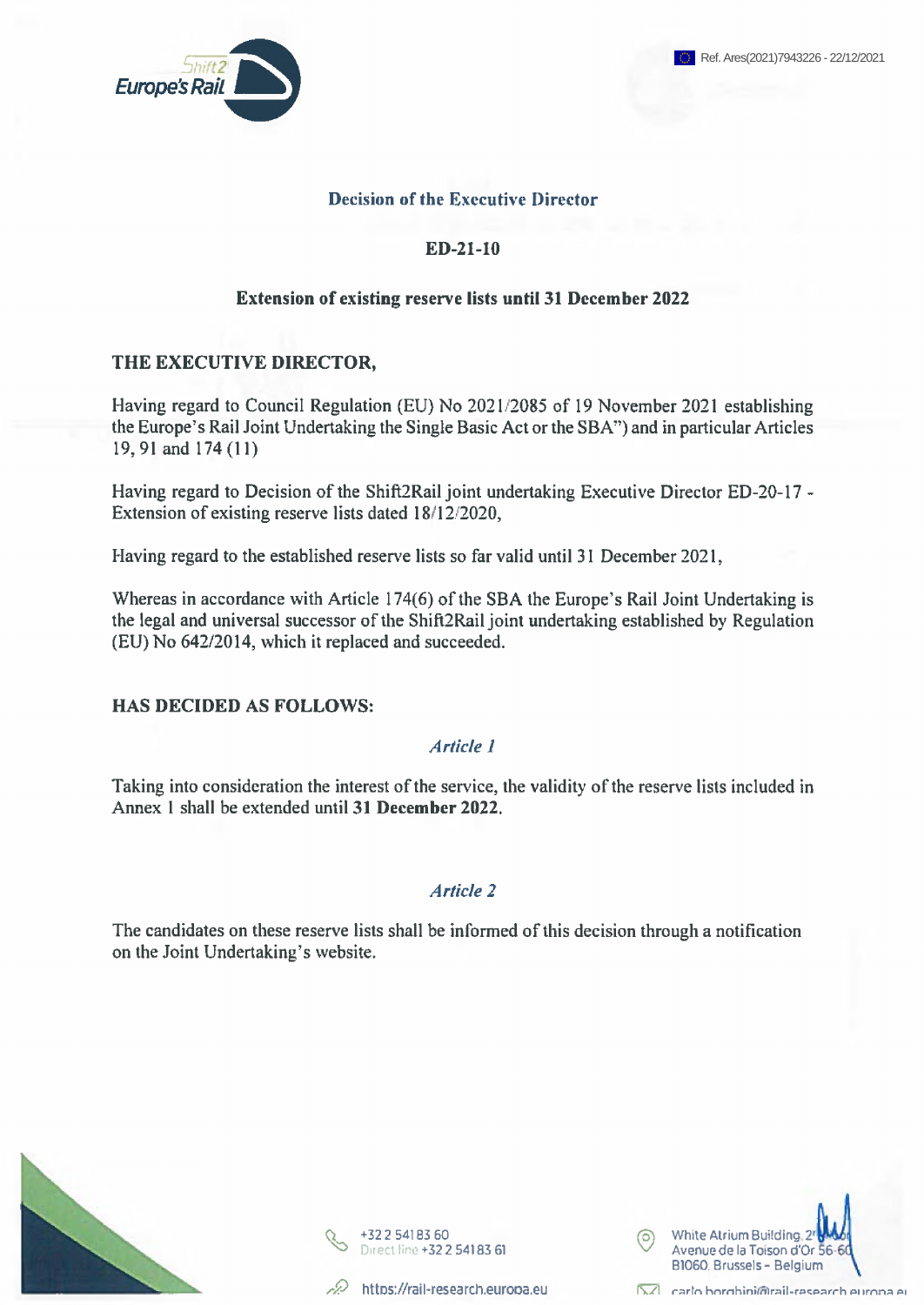Ref. Ares(2021)7943226 - 22/12/2021

**Decision of the Executive Director**

**ED-21-10**

**Extension of existing reserve lists until 31 December 2022**

**THE EXECUTIVE DIRECTOR,**

Having regard to Council Regulation (EU) No 2021/2085 of 19 November 2021 establishing the Europe's Rail Joint Undertaking the Single Basic Act or the SBA") and in particular Articles 19, 91 and 174 (11)

Having regard to Decision of the Shift2Rail joint undertaking Executive Director ED-20-17 - Extension of existing reserve lists dated 18/12/2020,

Having regard to the established reserve lists so far valid until 31 December 2021,

Whereas in accordance with Article 174(6) of the SBA the Europe's Rail Joint Undertaking is the legal and universal successor of the Shift2Rail joint undertaking established by Regulation (EU) No 642/2014, which it replaced and succeeded.

**HAS DECIDED AS FOLLOWS:**

*Article 1*

Taking into consideration the interest of the service, the validity of the reserve lists included in Annex 1 shall be extended until **31 December 2022**.

*Article 2*

The candidates on these reserve lists shall be informed of this decision through a notification on the Joint Undertaking's website.

+32 2 541 83 60
Direct line +32 2 541 83 61

https://rail-research.europa.eu

White Atrium Building, 2nd floor
Avenue de la Toison d'Or 56-60
B1060, Brussels - Belgium

carlo.borghini@rail-research.europa.eu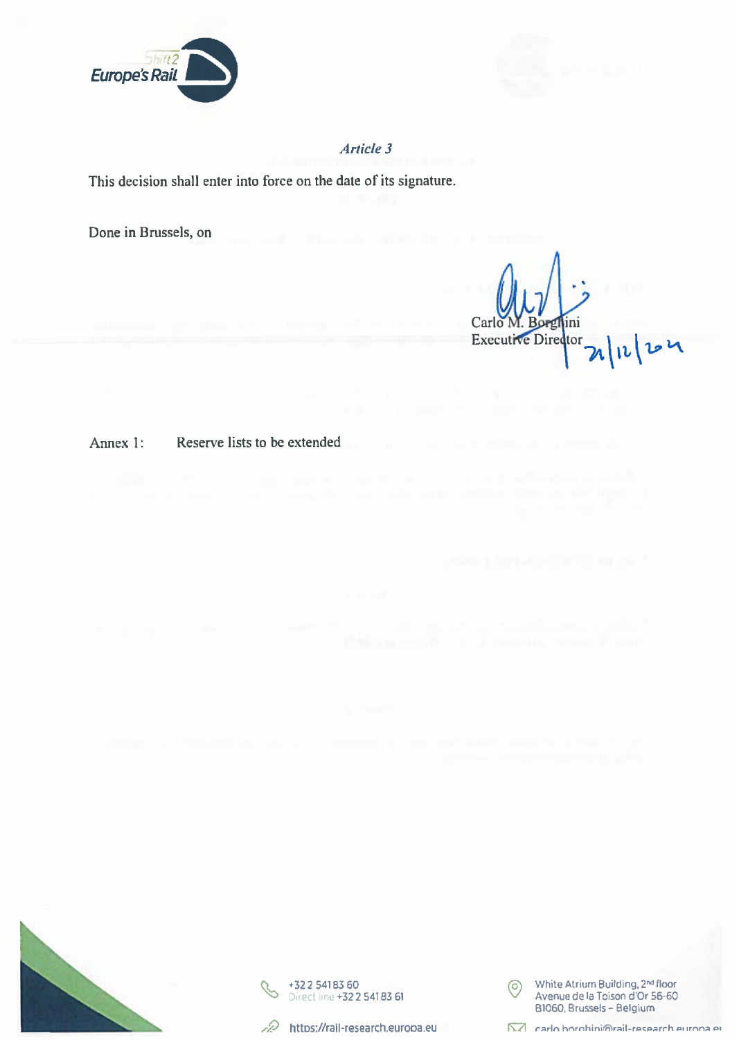*Article 3*

This decision shall enter into force on the date of its signature.

Done in Brussels, on

Carlo M. Borghini
Executive Director 21/12/2024

Annex 1: Reserve lists to be extended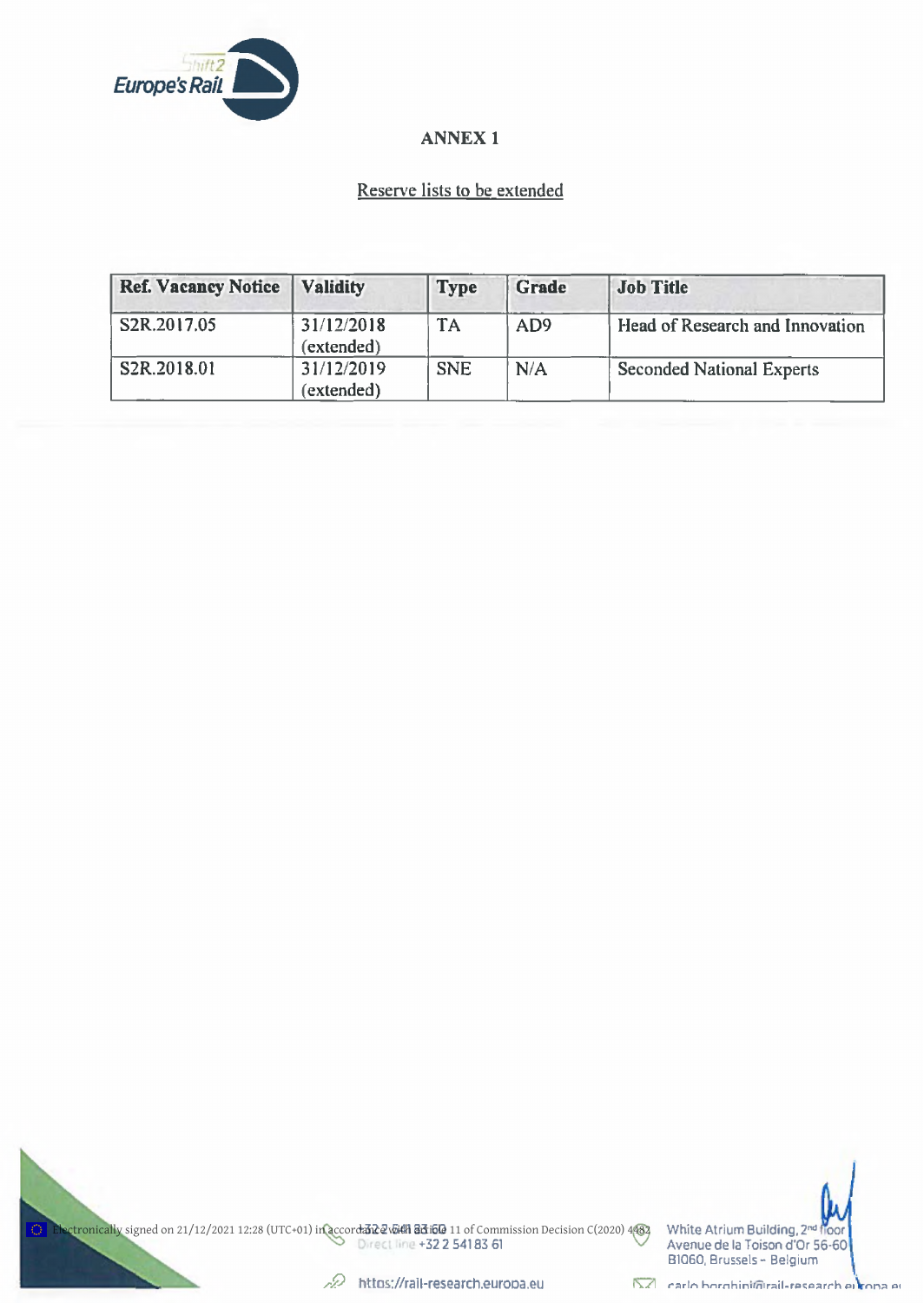# ANNEX 1

## Reserve lists to be extended

| Ref. Vacancy Notice | Validity | Type | Grade | Job Title |
|---|---|---|---|---|
| S2R.2017.05 | 31/12/2018 (extended) | TA | AD9 | Head of Research and Innovation |
| S2R.2018.01 | 31/12/2019 (extended) | SNE | N/A | Seconded National Experts |

Electronically signed on 21/12/2021 12:28 (UTC+01) in accordance with article 11 of Commission Decision C(2020) 4482